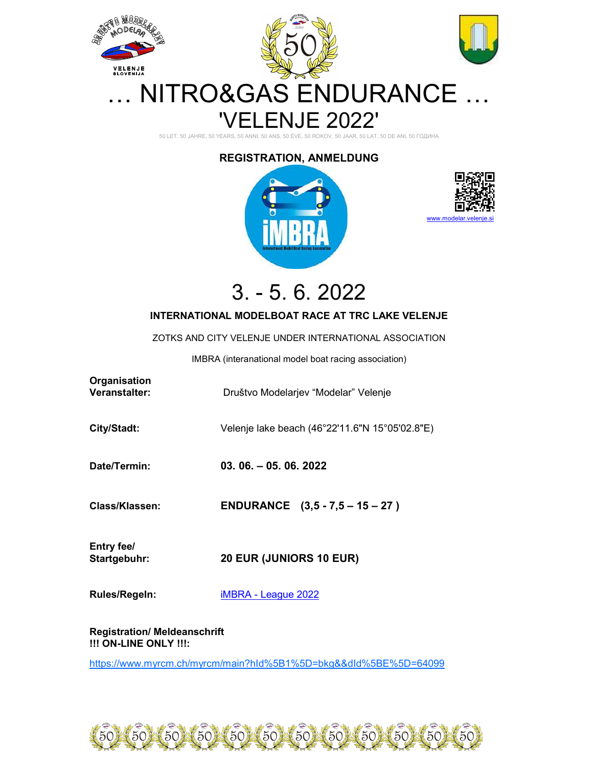# … NITRO&GAS ENDURANCE …

# 'VELENJE 2022'

50 LET, 50 JAHRE, 50 YEARS, 50 ANNI, 50 ANS, 50 ÈVE, 50 ROKOV, 50 JAAR, 50 LAT, 50 DE ANI, 50 ГОДИНА

**REGISTRATION, ANMELDUNG**

www.modelar.velenje.si

# 3. - 5. 6. 2022

**INTERNATIONAL MODELBOAT RACE AT TRC LAKE VELENJE**

ZOTKS AND CITY VELENJE UNDER INTERNATIONAL ASSOCIATION

IMBRA (interanational model boat racing association)

| | |
|---|---|
| **Organisation Veranstalter:** | Društvo Modelarjev "Modelar" Velenje |
| **City/Stadt:** | Velenje lake beach (46°22'11.6"N 15°05'02.8"E) |
| **Date/Termin:** | **03. 06. – 05. 06. 2022** |
| **Class/Klassen:** | **ENDURANCE (3,5 - 7,5 – 15 – 27 )** |
| **Entry fee/ Startgebuhr:** | **20 EUR (JUNIORS 10 EUR)** |
| **Rules/Regeln:** | iMBRA - League 2022 |

**Registration/ Meldeanschrift**
**!!! ON-LINE ONLY !!!:**

https://www.myrcm.ch/myrcm/main?hId%5B1%5D=bkg&&dId%5BE%5D=64099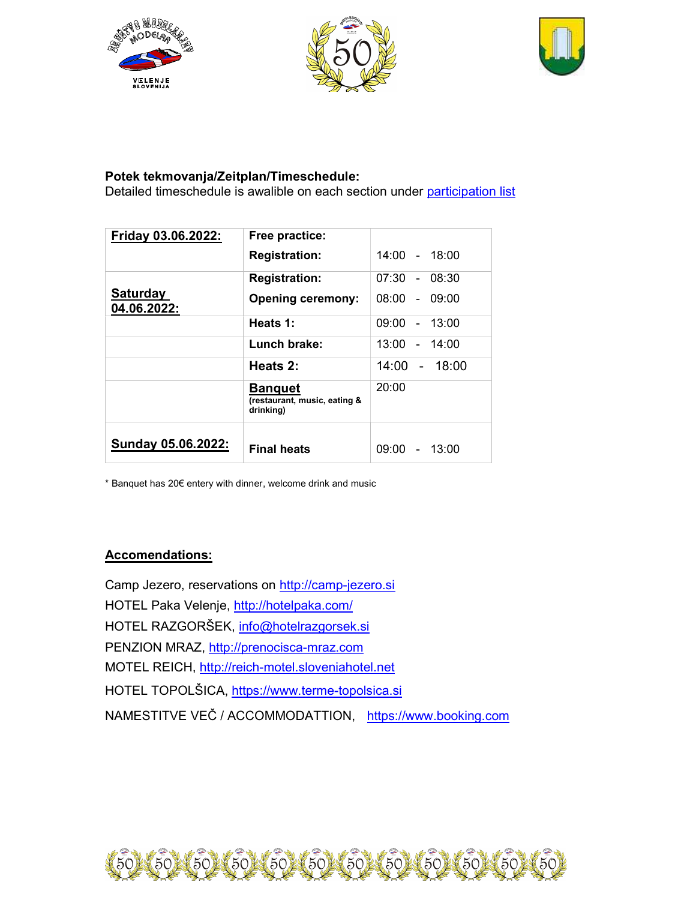**Potek tekmovanja/Zeitplan/Timeschedule:**
Detailed timeschedule is awalible on each section under participation list

| | | |
|---|---|---|
| **Friday 03.06.2022:** | **Free practice:**<br>**Registration:** | 14:00 - 18:00 |
| **Saturday 04.06.2022:** | **Registration:**<br>**Opening ceremony:** | 07:30 - 08:30<br>08:00 - 09:00 |
| | **Heats 1:** | 09:00 - 13:00 |
| | **Lunch brake:** | 13:00 - 14:00 |
| | **Heats 2:** | 14:00 - 18:00 |
| | **Banquet** (restaurant, music, eating & drinking) | 20:00 |
| **Sunday 05.06.2022:** | **Final heats** | 09:00 - 13:00 |

\* Banquet has 20€ entery with dinner, welcome drink and music

**Accomendations:**

Camp Jezero, reservations on http://camp-jezero.si

HOTEL Paka Velenje, http://hotelpaka.com/

HOTEL RAZGORŠEK, info@hotelrazgorsek.si

PENZION MRAZ, http://prenocisca-mraz.com

MOTEL REICH, http://reich-motel.sloveniahotel.net

HOTEL TOPOLŠICA, https://www.terme-topolsica.si

NAMESTITVE VEČ / ACCOMMODATTION, https://www.booking.com